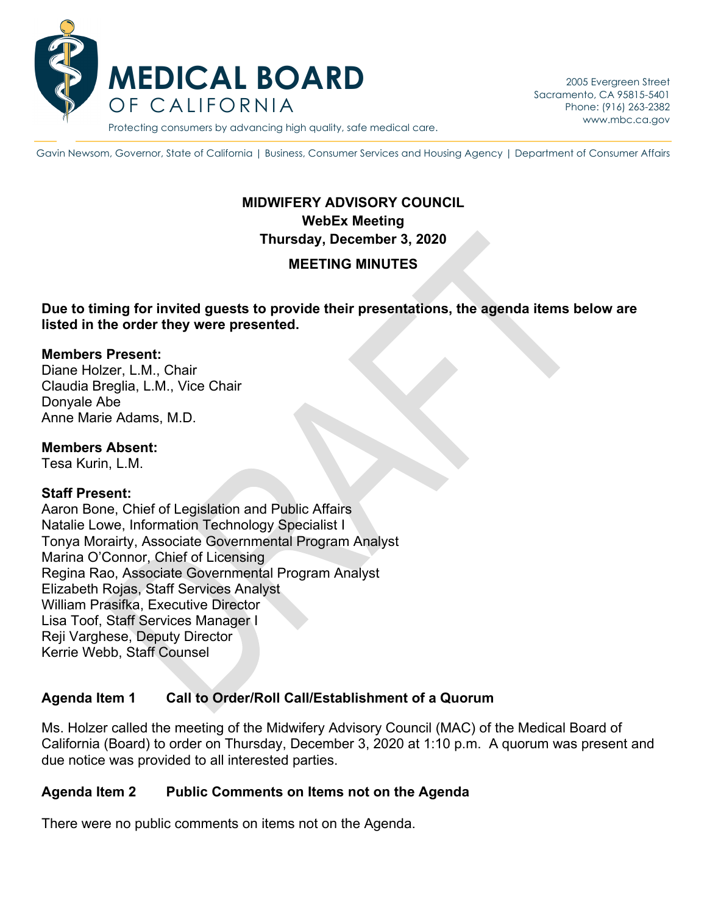MEDICAL BOARD OF CALIFORNIA

Protecting consumers by advancing high quality, safe medical care.

2005 Evergreen Street
Sacramento, CA 95815-5401
Phone: (916) 263-2382
www.mbc.ca.gov

Gavin Newsom, Governor, State of California | Business, Consumer Services and Housing Agency | Department of Consumer Affairs

# MIDWIFERY ADVISORY COUNCIL
**WebEx Meeting**
**Thursday, December 3, 2020**

## MEETING MINUTES

**Due to timing for invited guests to provide their presentations, the agenda items below are listed in the order they were presented.**

**Members Present:**
Diane Holzer, L.M., Chair
Claudia Breglia, L.M., Vice Chair
Donyale Abe
Anne Marie Adams, M.D.

**Members Absent:**
Tesa Kurin, L.M.

**Staff Present:**
Aaron Bone, Chief of Legislation and Public Affairs
Natalie Lowe, Information Technology Specialist I
Tonya Morairty, Associate Governmental Program Analyst
Marina O'Connor, Chief of Licensing
Regina Rao, Associate Governmental Program Analyst
Elizabeth Rojas, Staff Services Analyst
William Prasifka, Executive Director
Lisa Toof, Staff Services Manager I
Reji Varghese, Deputy Director
Kerrie Webb, Staff Counsel

### Agenda Item 1 Call to Order/Roll Call/Establishment of a Quorum

Ms. Holzer called the meeting of the Midwifery Advisory Council (MAC) of the Medical Board of California (Board) to order on Thursday, December 3, 2020 at 1:10 p.m. A quorum was present and due notice was provided to all interested parties.

### Agenda Item 2 Public Comments on Items not on the Agenda

There were no public comments on items not on the Agenda.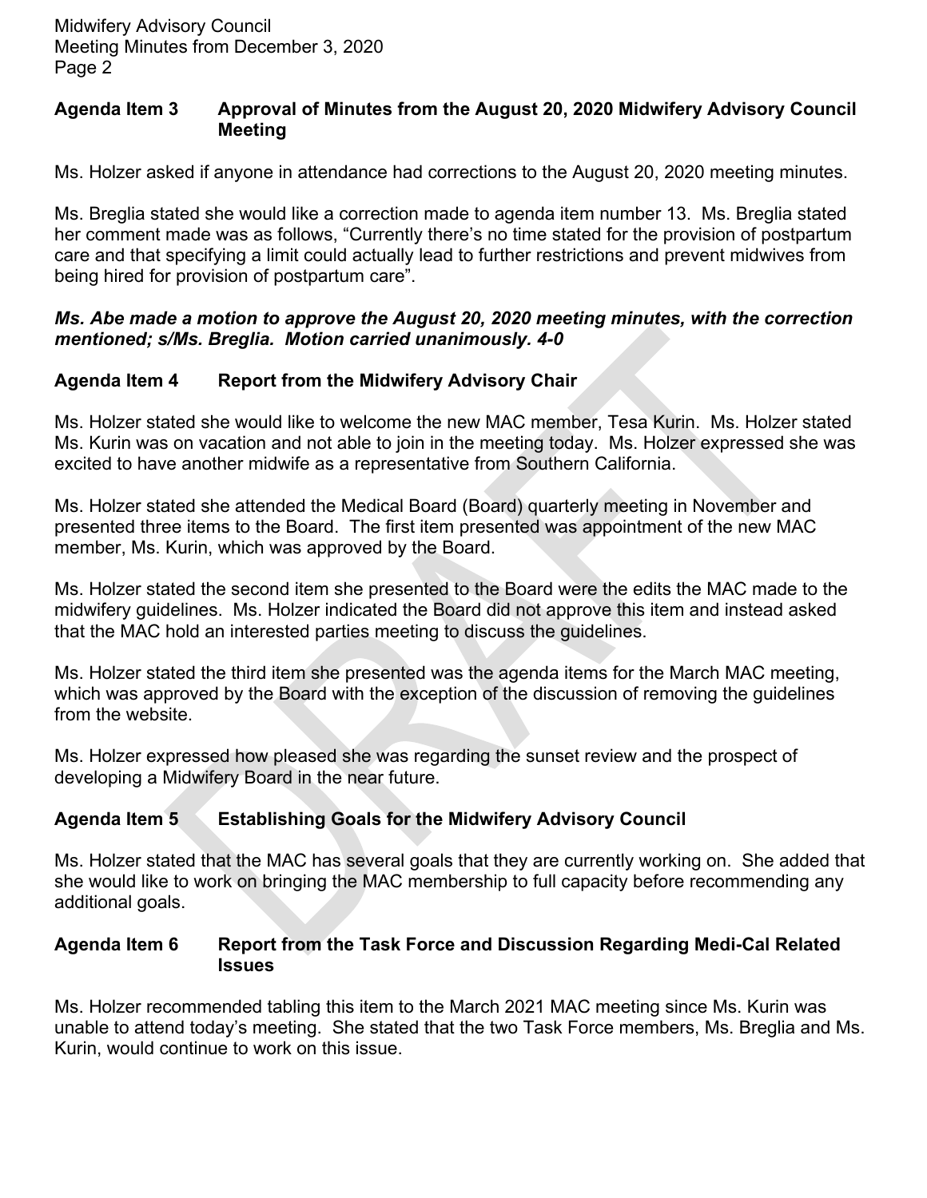## Agenda Item 3 Approval of Minutes from the August 20, 2020 Midwifery Advisory Council Meeting

Ms. Holzer asked if anyone in attendance had corrections to the August 20, 2020 meeting minutes.

Ms. Breglia stated she would like a correction made to agenda item number 13. Ms. Breglia stated her comment made was as follows, "Currently there's no time stated for the provision of postpartum care and that specifying a limit could actually lead to further restrictions and prevent midwives from being hired for provision of postpartum care".

***Ms. Abe made a motion to approve the August 20, 2020 meeting minutes, with the correction mentioned; s/Ms. Breglia. Motion carried unanimously. 4-0***

## Agenda Item 4 Report from the Midwifery Advisory Chair

Ms. Holzer stated she would like to welcome the new MAC member, Tesa Kurin. Ms. Holzer stated Ms. Kurin was on vacation and not able to join in the meeting today. Ms. Holzer expressed she was excited to have another midwife as a representative from Southern California.

Ms. Holzer stated she attended the Medical Board (Board) quarterly meeting in November and presented three items to the Board. The first item presented was appointment of the new MAC member, Ms. Kurin, which was approved by the Board.

Ms. Holzer stated the second item she presented to the Board were the edits the MAC made to the midwifery guidelines. Ms. Holzer indicated the Board did not approve this item and instead asked that the MAC hold an interested parties meeting to discuss the guidelines.

Ms. Holzer stated the third item she presented was the agenda items for the March MAC meeting, which was approved by the Board with the exception of the discussion of removing the guidelines from the website.

Ms. Holzer expressed how pleased she was regarding the sunset review and the prospect of developing a Midwifery Board in the near future.

## Agenda Item 5 Establishing Goals for the Midwifery Advisory Council

Ms. Holzer stated that the MAC has several goals that they are currently working on. She added that she would like to work on bringing the MAC membership to full capacity before recommending any additional goals.

## Agenda Item 6 Report from the Task Force and Discussion Regarding Medi-Cal Related Issues

Ms. Holzer recommended tabling this item to the March 2021 MAC meeting since Ms. Kurin was unable to attend today's meeting. She stated that the two Task Force members, Ms. Breglia and Ms. Kurin, would continue to work on this issue.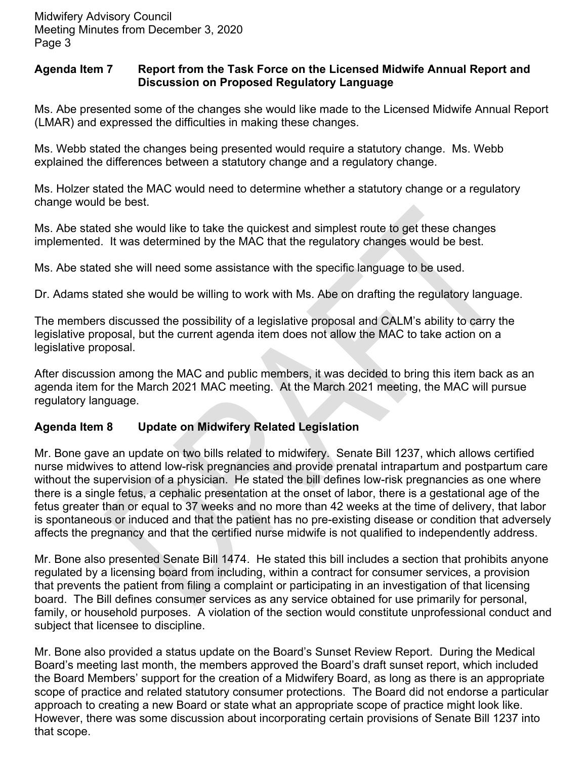**Agenda Item 7 Report from the Task Force on the Licensed Midwife Annual Report and Discussion on Proposed Regulatory Language**

Ms. Abe presented some of the changes she would like made to the Licensed Midwife Annual Report (LMAR) and expressed the difficulties in making these changes.

Ms. Webb stated the changes being presented would require a statutory change. Ms. Webb explained the differences between a statutory change and a regulatory change.

Ms. Holzer stated the MAC would need to determine whether a statutory change or a regulatory change would be best.

Ms. Abe stated she would like to take the quickest and simplest route to get these changes implemented. It was determined by the MAC that the regulatory changes would be best.

Ms. Abe stated she will need some assistance with the specific language to be used.

Dr. Adams stated she would be willing to work with Ms. Abe on drafting the regulatory language.

The members discussed the possibility of a legislative proposal and CALM's ability to carry the legislative proposal, but the current agenda item does not allow the MAC to take action on a legislative proposal.

After discussion among the MAC and public members, it was decided to bring this item back as an agenda item for the March 2021 MAC meeting. At the March 2021 meeting, the MAC will pursue regulatory language.

**Agenda Item 8 Update on Midwifery Related Legislation**

Mr. Bone gave an update on two bills related to midwifery. Senate Bill 1237, which allows certified nurse midwives to attend low-risk pregnancies and provide prenatal intrapartum and postpartum care without the supervision of a physician. He stated the bill defines low-risk pregnancies as one where there is a single fetus, a cephalic presentation at the onset of labor, there is a gestational age of the fetus greater than or equal to 37 weeks and no more than 42 weeks at the time of delivery, that labor is spontaneous or induced and that the patient has no pre-existing disease or condition that adversely affects the pregnancy and that the certified nurse midwife is not qualified to independently address.

Mr. Bone also presented Senate Bill 1474. He stated this bill includes a section that prohibits anyone regulated by a licensing board from including, within a contract for consumer services, a provision that prevents the patient from filing a complaint or participating in an investigation of that licensing board. The Bill defines consumer services as any service obtained for use primarily for personal, family, or household purposes. A violation of the section would constitute unprofessional conduct and subject that licensee to discipline.

Mr. Bone also provided a status update on the Board's Sunset Review Report. During the Medical Board's meeting last month, the members approved the Board's draft sunset report, which included the Board Members' support for the creation of a Midwifery Board, as long as there is an appropriate scope of practice and related statutory consumer protections. The Board did not endorse a particular approach to creating a new Board or state what an appropriate scope of practice might look like. However, there was some discussion about incorporating certain provisions of Senate Bill 1237 into that scope.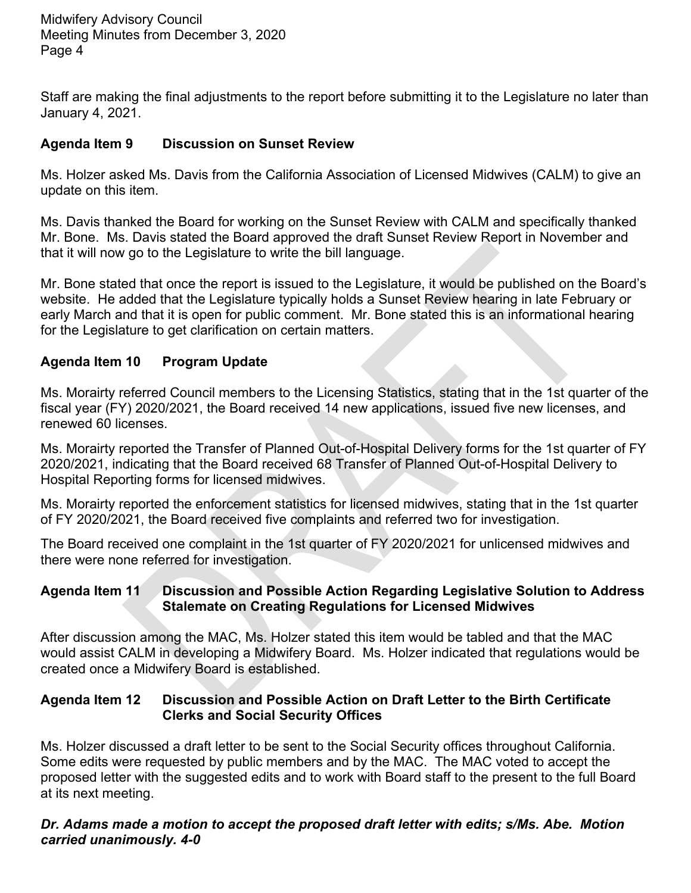Staff are making the final adjustments to the report before submitting it to the Legislature no later than January 4, 2021.

## Agenda Item 9 Discussion on Sunset Review

Ms. Holzer asked Ms. Davis from the California Association of Licensed Midwives (CALM) to give an update on this item.

Ms. Davis thanked the Board for working on the Sunset Review with CALM and specifically thanked Mr. Bone. Ms. Davis stated the Board approved the draft Sunset Review Report in November and that it will now go to the Legislature to write the bill language.

Mr. Bone stated that once the report is issued to the Legislature, it would be published on the Board's website. He added that the Legislature typically holds a Sunset Review hearing in late February or early March and that it is open for public comment. Mr. Bone stated this is an informational hearing for the Legislature to get clarification on certain matters.

## Agenda Item 10 Program Update

Ms. Morairty referred Council members to the Licensing Statistics, stating that in the 1st quarter of the fiscal year (FY) 2020/2021, the Board received 14 new applications, issued five new licenses, and renewed 60 licenses.

Ms. Morairty reported the Transfer of Planned Out-of-Hospital Delivery forms for the 1st quarter of FY 2020/2021, indicating that the Board received 68 Transfer of Planned Out-of-Hospital Delivery to Hospital Reporting forms for licensed midwives.

Ms. Morairty reported the enforcement statistics for licensed midwives, stating that in the 1st quarter of FY 2020/2021, the Board received five complaints and referred two for investigation.

The Board received one complaint in the 1st quarter of FY 2020/2021 for unlicensed midwives and there were none referred for investigation.

## Agenda Item 11 Discussion and Possible Action Regarding Legislative Solution to Address Stalemate on Creating Regulations for Licensed Midwives

After discussion among the MAC, Ms. Holzer stated this item would be tabled and that the MAC would assist CALM in developing a Midwifery Board. Ms. Holzer indicated that regulations would be created once a Midwifery Board is established.

## Agenda Item 12 Discussion and Possible Action on Draft Letter to the Birth Certificate Clerks and Social Security Offices

Ms. Holzer discussed a draft letter to be sent to the Social Security offices throughout California. Some edits were requested by public members and by the MAC. The MAC voted to accept the proposed letter with the suggested edits and to work with Board staff to the present to the full Board at its next meeting.

***Dr. Adams made a motion to accept the proposed draft letter with edits; s/Ms. Abe. Motion carried unanimously. 4-0***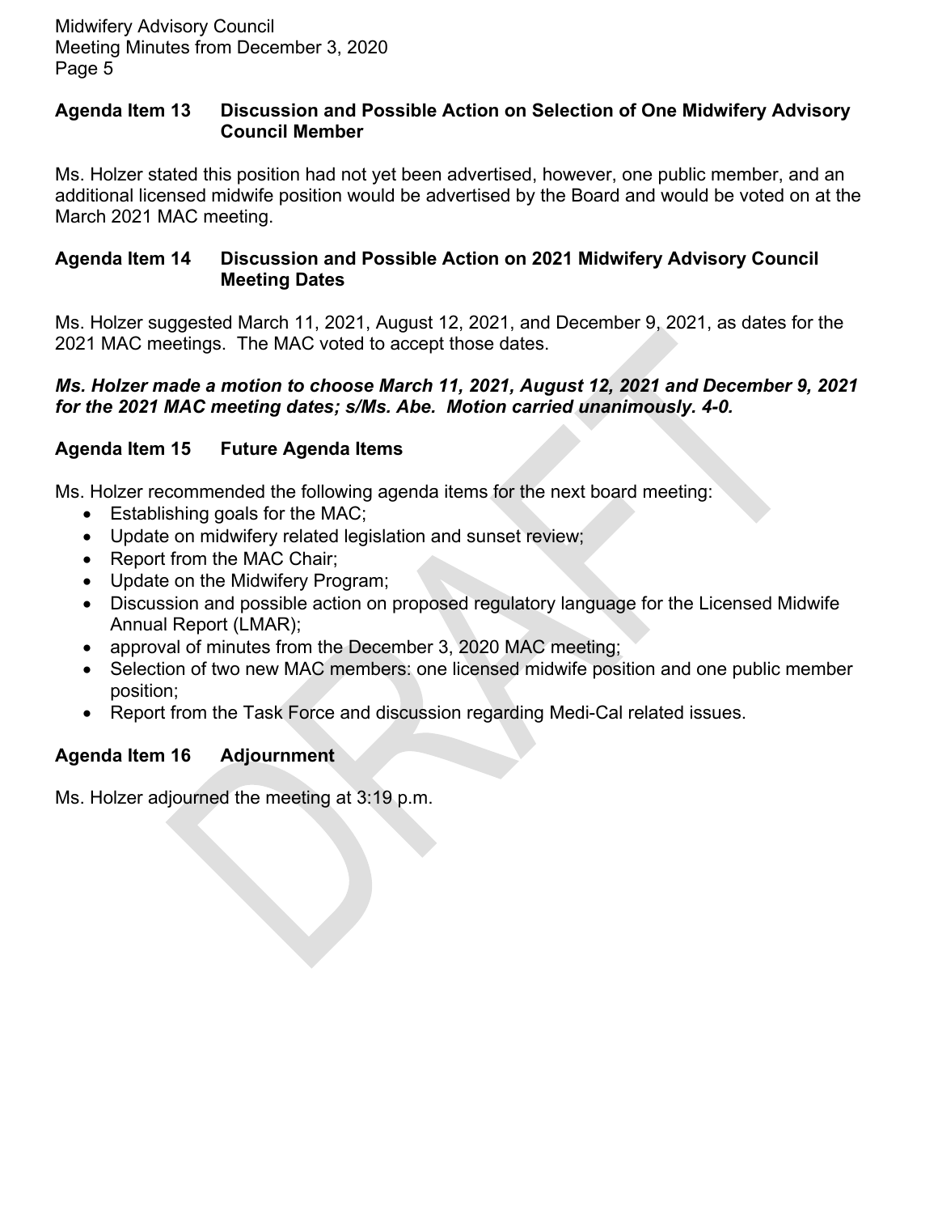## Agenda Item 13 Discussion and Possible Action on Selection of One Midwifery Advisory Council Member

Ms. Holzer stated this position had not yet been advertised, however, one public member, and an additional licensed midwife position would be advertised by the Board and would be voted on at the March 2021 MAC meeting.

## Agenda Item 14 Discussion and Possible Action on 2021 Midwifery Advisory Council Meeting Dates

Ms. Holzer suggested March 11, 2021, August 12, 2021, and December 9, 2021, as dates for the 2021 MAC meetings. The MAC voted to accept those dates.

***Ms. Holzer made a motion to choose March 11, 2021, August 12, 2021 and December 9, 2021 for the 2021 MAC meeting dates; s/Ms. Abe. Motion carried unanimously. 4-0.***

## Agenda Item 15 Future Agenda Items

Ms. Holzer recommended the following agenda items for the next board meeting:

- Establishing goals for the MAC;
- Update on midwifery related legislation and sunset review;
- Report from the MAC Chair;
- Update on the Midwifery Program;
- Discussion and possible action on proposed regulatory language for the Licensed Midwife Annual Report (LMAR);
- approval of minutes from the December 3, 2020 MAC meeting;
- Selection of two new MAC members: one licensed midwife position and one public member position;
- Report from the Task Force and discussion regarding Medi-Cal related issues.

## Agenda Item 16 Adjournment

Ms. Holzer adjourned the meeting at 3:19 p.m.